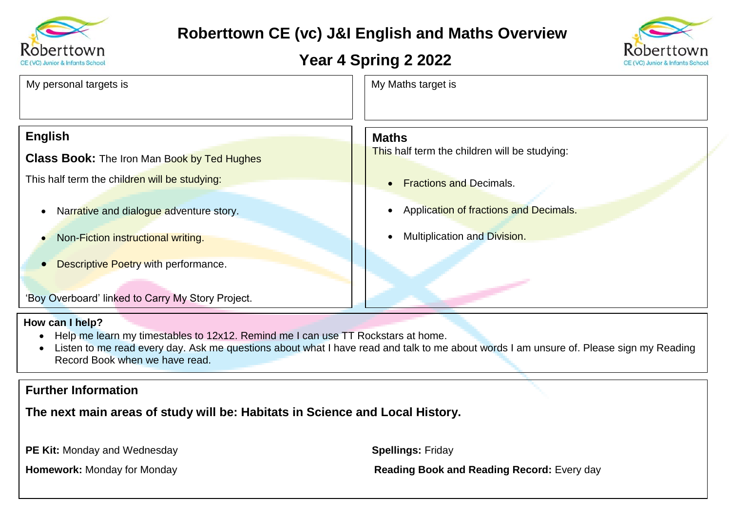# Roberttown CE (vc) J&I English and Maths Overview

## Year 4 Spring 2 2022

My personal targets is

My Maths target is

## English

**Class Book:** The Iron Man Book by Ted Hughes

This half term the children will be studying:

- Narrative and dialogue adventure story.
- Non-Fiction instructional writing.
- Descriptive Poetry with performance.

'Boy Overboard' linked to Carry My Story Project.

## Maths

This half term the children will be studying:

- Fractions and Decimals.
- Application of fractions and Decimals.
- Multiplication and Division.

**How can I help?**

- Help me learn my timestables to 12x12. Remind me I can use TT Rockstars at home.
- Listen to me read every day. Ask me questions about what I have read and talk to me about words I am unsure of. Please sign my Reading Record Book when we have read.

## Further Information

**The next main areas of study will be: Habitats in Science and Local History.**

**PE Kit:** Monday and Wednesday

**Homework:** Monday for Monday

**Spellings:** Friday

**Reading Book and Reading Record:** Every day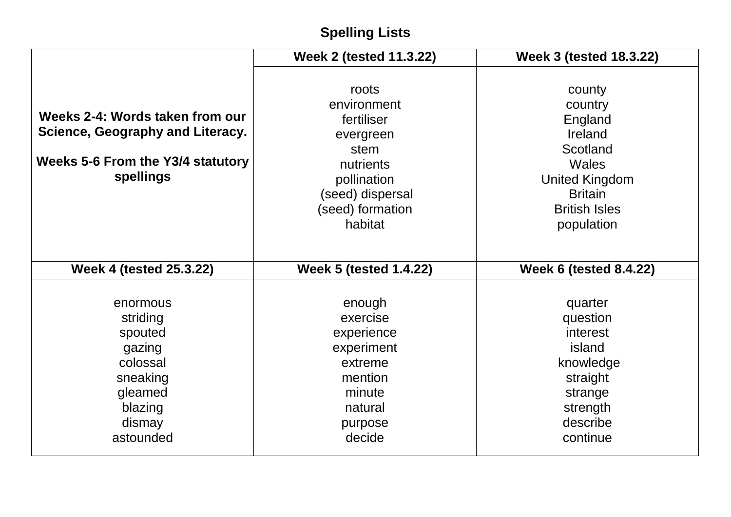## Spelling Lists

| Weeks 2-4: Words taken from our Science, Geography and Literacy.<br><br>Weeks 5-6 From the Y3/4 statutory spellings | Week 2 (tested 11.3.22) | Week 3 (tested 18.3.22) |
|---|---|---|
| | roots<br>environment<br>fertiliser<br>evergreen<br>stem<br>nutrients<br>pollination<br>(seed) dispersal<br>(seed) formation<br>habitat | county<br>country<br>England<br>Ireland<br>Scotland<br>Wales<br>United Kingdom<br>Britain<br>British Isles<br>population |
| **Week 4 (tested 25.3.22)** | **Week 5 (tested 1.4.22)** | **Week 6 (tested 8.4.22)** |
| enormous<br>striding<br>spouted<br>gazing<br>colossal<br>sneaking<br>gleamed<br>blazing<br>dismay<br>astounded | enough<br>exercise<br>experience<br>experiment<br>extreme<br>mention<br>minute<br>natural<br>purpose<br>decide | quarter<br>question<br>interest<br>island<br>knowledge<br>straight<br>strange<br>strength<br>describe<br>continue |